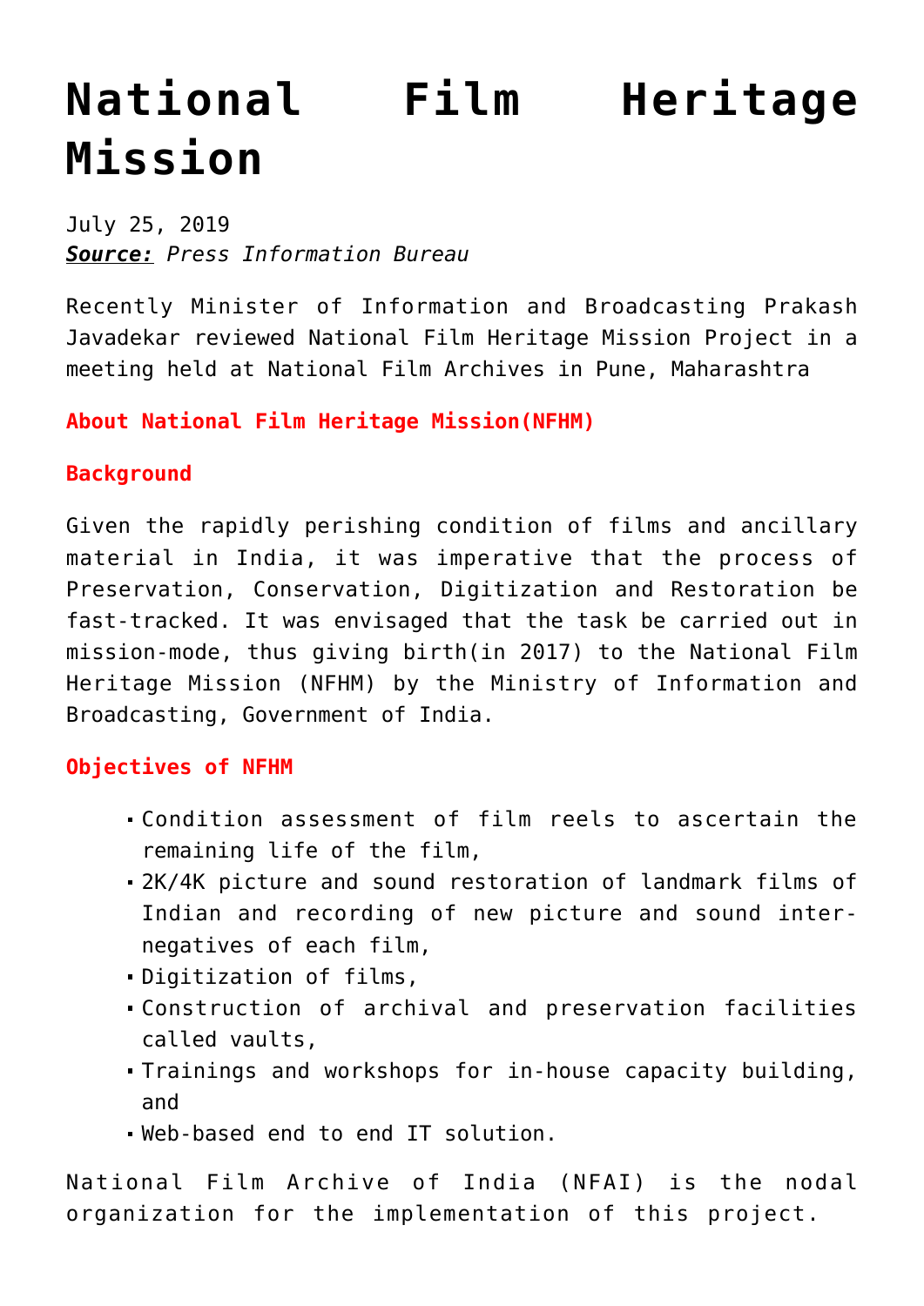# National Film Heritage Mission

July 25, 2019
***Source:*** *Press Information Bureau*

Recently Minister of Information and Broadcasting Prakash Javadekar reviewed National Film Heritage Mission Project in a meeting held at National Film Archives in Pune, Maharashtra

### About National Film Heritage Mission(NFHM)

### Background

Given the rapidly perishing condition of films and ancillary material in India, it was imperative that the process of Preservation, Conservation, Digitization and Restoration be fast-tracked. It was envisaged that the task be carried out in mission-mode, thus giving birth(in 2017) to the National Film Heritage Mission (NFHM) by the Ministry of Information and Broadcasting, Government of India.

### Objectives of NFHM

- Condition assessment of film reels to ascertain the remaining life of the film,
- 2K/4K picture and sound restoration of landmark films of Indian and recording of new picture and sound inter-negatives of each film,
- Digitization of films,
- Construction of archival and preservation facilities called vaults,
- Trainings and workshops for in-house capacity building, and
- Web-based end to end IT solution.

National Film Archive of India (NFAI) is the nodal organization for the implementation of this project.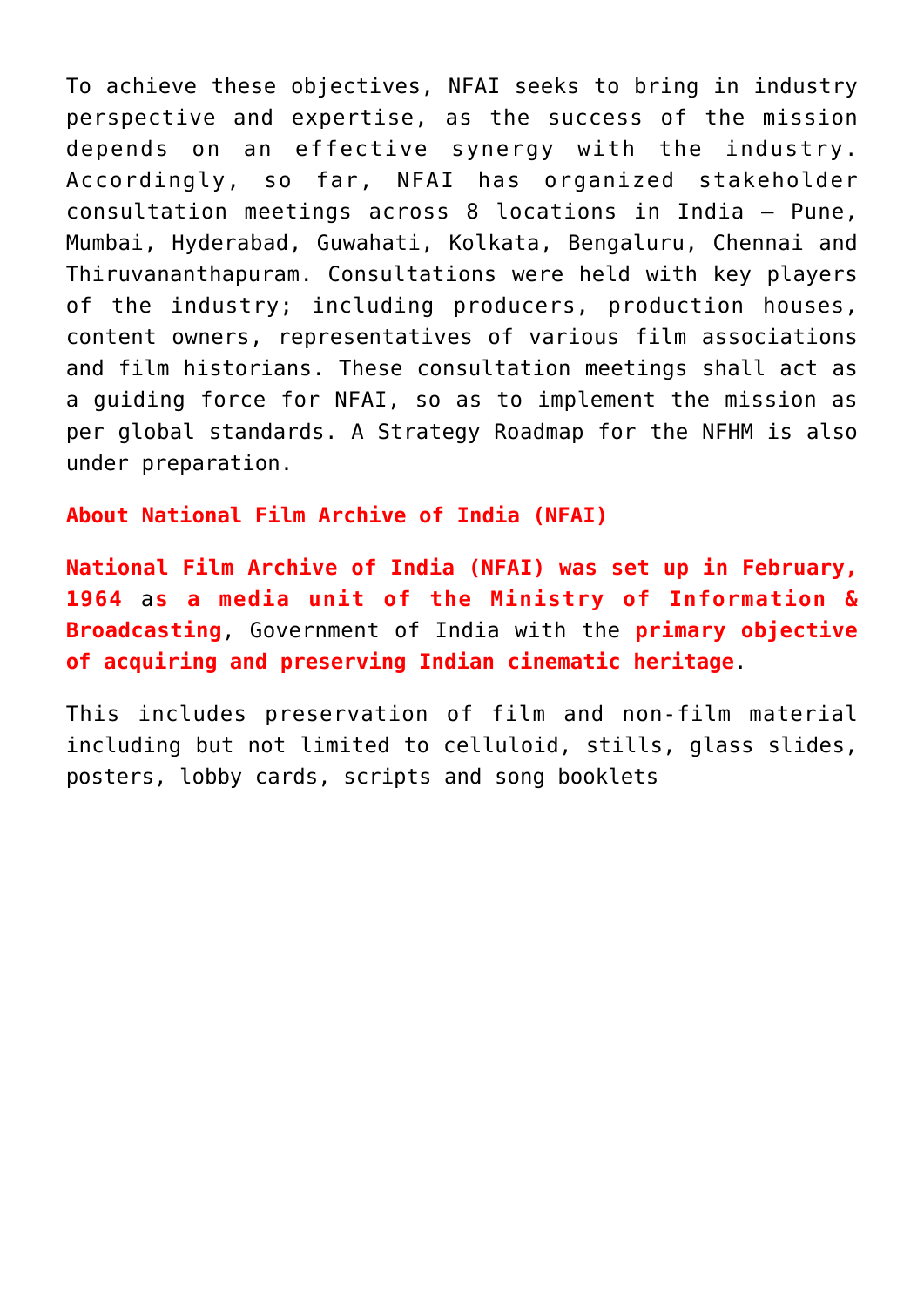To achieve these objectives, NFAI seeks to bring in industry perspective and expertise, as the success of the mission depends on an effective synergy with the industry. Accordingly, so far, NFAI has organized stakeholder consultation meetings across 8 locations in India – Pune, Mumbai, Hyderabad, Guwahati, Kolkata, Bengaluru, Chennai and Thiruvananthapuram. Consultations were held with key players of the industry; including producers, production houses, content owners, representatives of various film associations and film historians. These consultation meetings shall act as a guiding force for NFAI, so as to implement the mission as per global standards. A Strategy Roadmap for the NFHM is also under preparation.

**About National Film Archive of India (NFAI)**

**National Film Archive of India (NFAI) was set up in February, 1964** as **a media unit of the Ministry of Information & Broadcasting**, Government of India with the **primary objective of acquiring and preserving Indian cinematic heritage**.

This includes preservation of film and non-film material including but not limited to celluloid, stills, glass slides, posters, lobby cards, scripts and song booklets